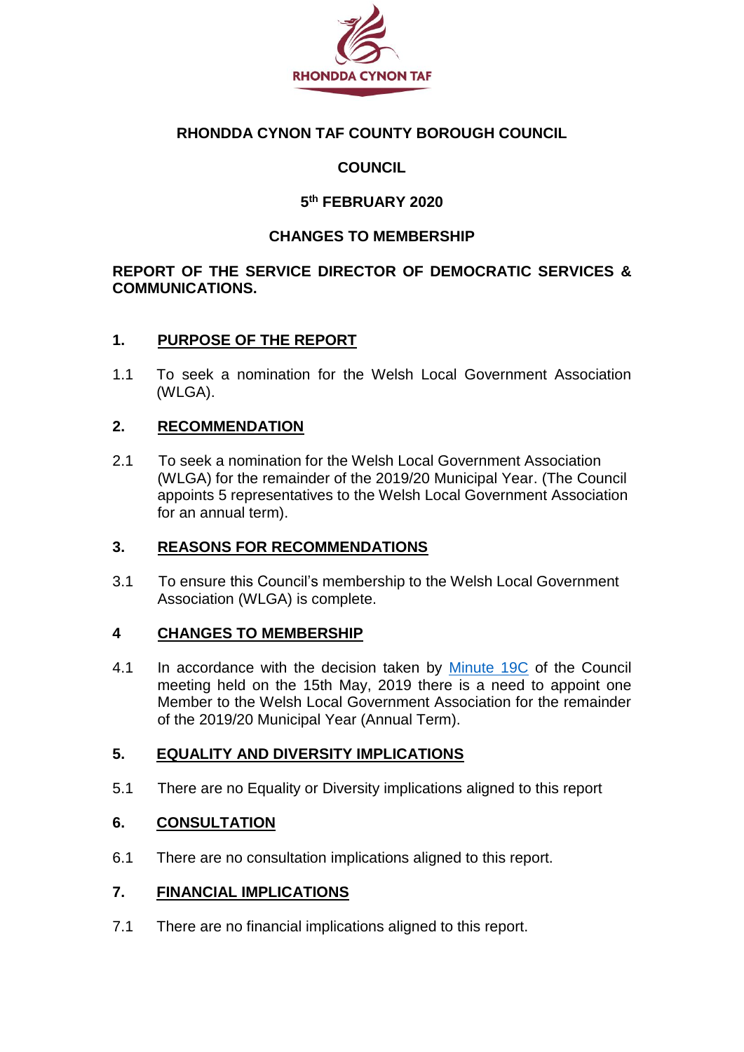RHONDDA CYNON TAF

# RHONDDA CYNON TAF COUNTY BOROUGH COUNCIL

## COUNCIL

## 5th FEBRUARY 2020

## CHANGES TO MEMBERSHIP

**REPORT OF THE SERVICE DIRECTOR OF DEMOCRATIC SERVICES & COMMUNICATIONS.**

### 1. PURPOSE OF THE REPORT

1.1 To seek a nomination for the Welsh Local Government Association (WLGA).

### 2. RECOMMENDATION

2.1 To seek a nomination for the Welsh Local Government Association (WLGA) for the remainder of the 2019/20 Municipal Year. (The Council appoints 5 representatives to the Welsh Local Government Association for an annual term).

### 3. REASONS FOR RECOMMENDATIONS

3.1 To ensure this Council's membership to the Welsh Local Government Association (WLGA) is complete.

### 4 CHANGES TO MEMBERSHIP

4.1 In accordance with the decision taken by Minute 19C of the Council meeting held on the 15th May, 2019 there is a need to appoint one Member to the Welsh Local Government Association for the remainder of the 2019/20 Municipal Year (Annual Term).

### 5. EQUALITY AND DIVERSITY IMPLICATIONS

5.1 There are no Equality or Diversity implications aligned to this report

### 6. CONSULTATION

6.1 There are no consultation implications aligned to this report.

### 7. FINANCIAL IMPLICATIONS

7.1 There are no financial implications aligned to this report.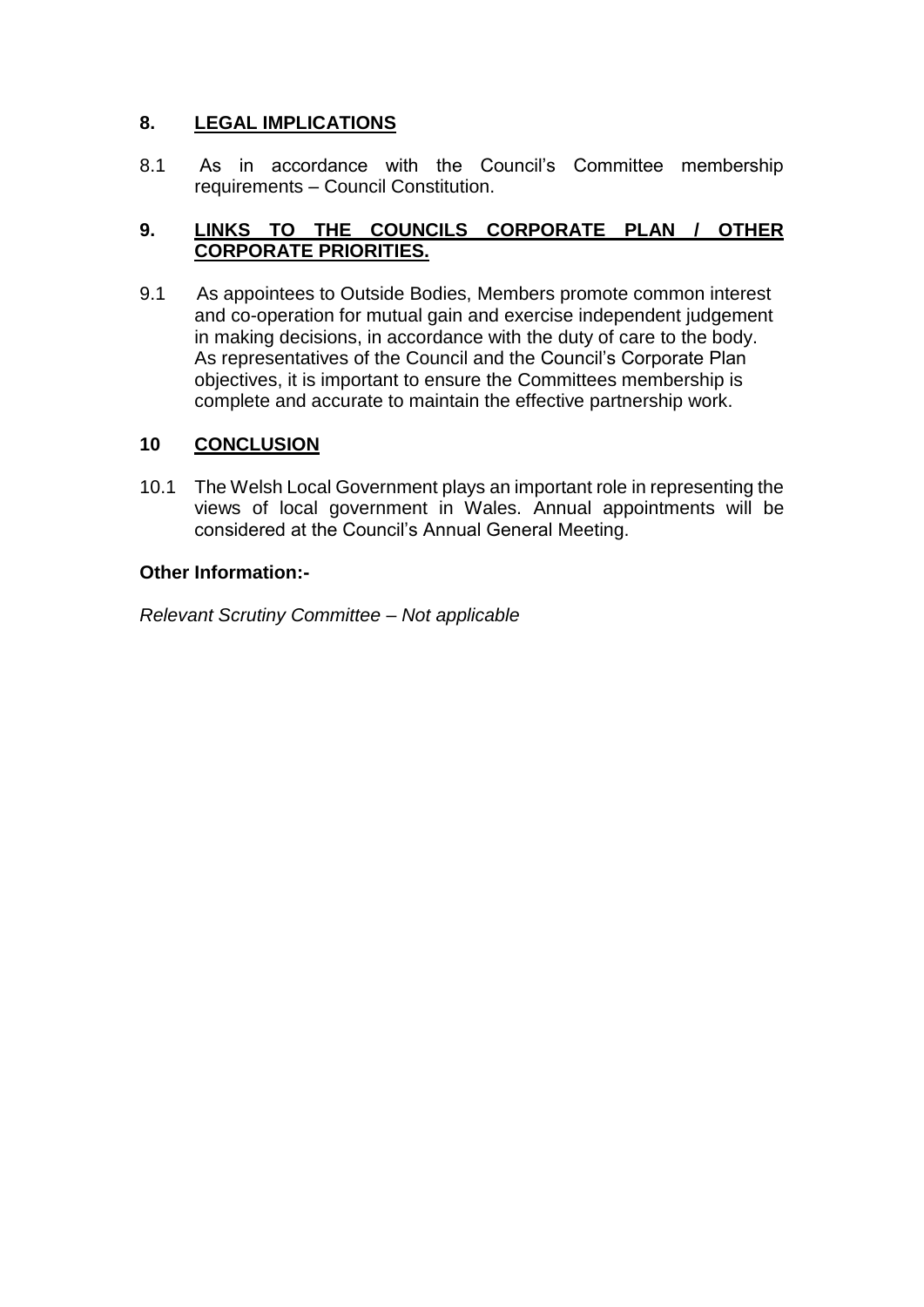## 8. LEGAL IMPLICATIONS

8.1 As in accordance with the Council's Committee membership requirements – Council Constitution.

## 9. LINKS TO THE COUNCILS CORPORATE PLAN / OTHER CORPORATE PRIORITIES.

9.1 As appointees to Outside Bodies, Members promote common interest and co-operation for mutual gain and exercise independent judgement in making decisions, in accordance with the duty of care to the body. As representatives of the Council and the Council's Corporate Plan objectives, it is important to ensure the Committees membership is complete and accurate to maintain the effective partnership work.

## 10 CONCLUSION

10.1 The Welsh Local Government plays an important role in representing the views of local government in Wales. Annual appointments will be considered at the Council's Annual General Meeting.

**Other Information:-**

*Relevant Scrutiny Committee – Not applicable*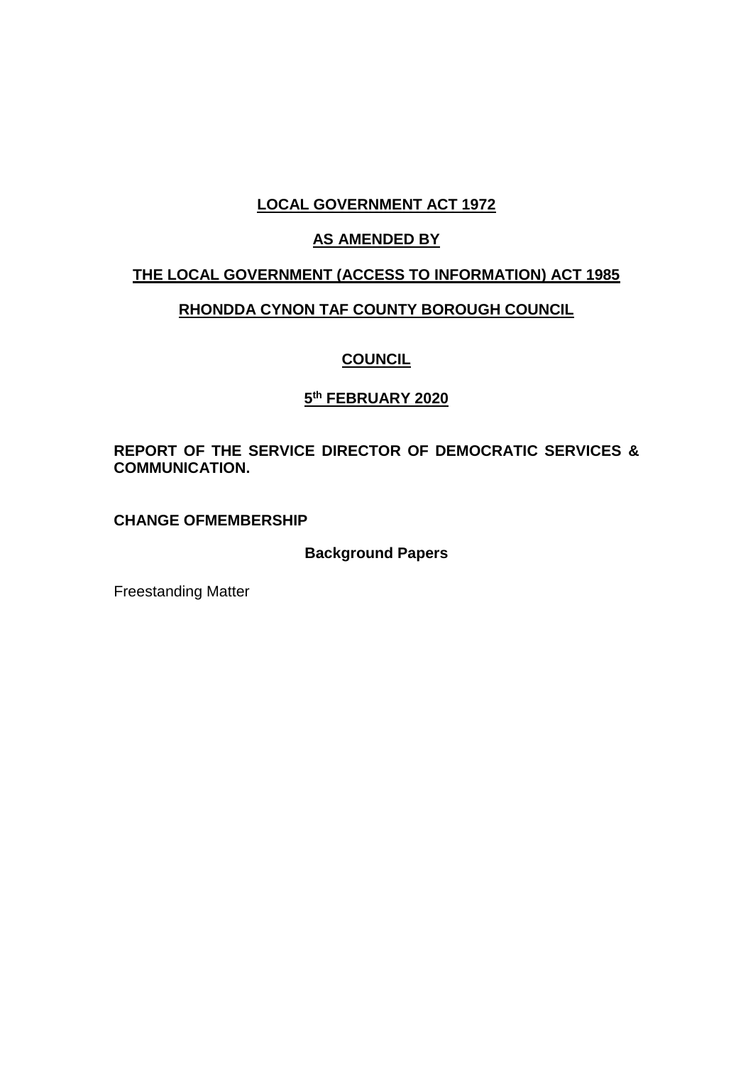**LOCAL GOVERNMENT ACT 1972**

**AS AMENDED BY**

**THE LOCAL GOVERNMENT (ACCESS TO INFORMATION) ACT 1985**

**RHONDDA CYNON TAF COUNTY BOROUGH COUNCIL**

**COUNCIL**

**5th FEBRUARY 2020**

**REPORT OF THE SERVICE DIRECTOR OF DEMOCRATIC SERVICES & COMMUNICATION.**

**CHANGE OFMEMBERSHIP**

**Background Papers**

Freestanding Matter